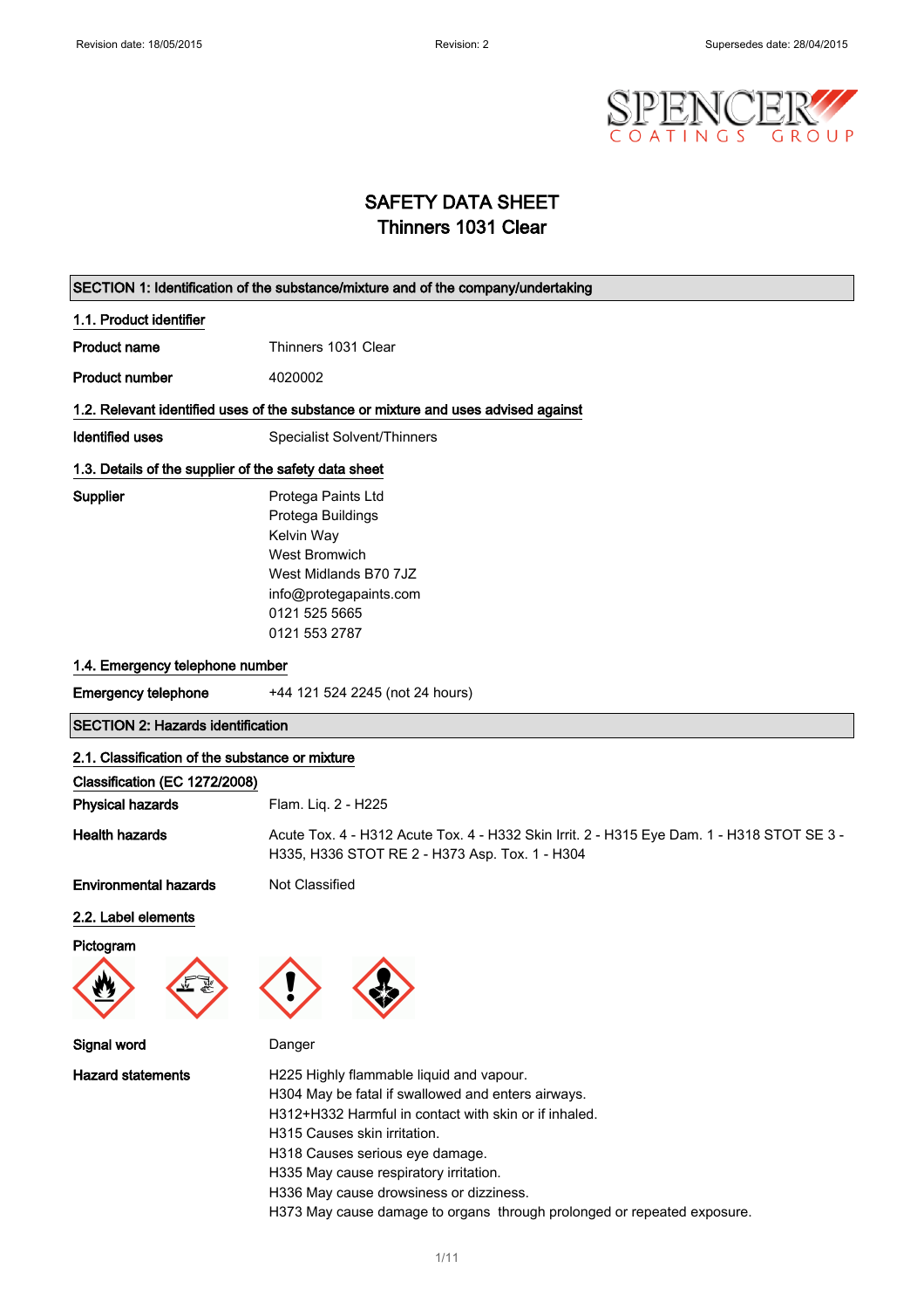# SAFETY DATA SHEET
# Thinners 1031 Clear

## SECTION 1: Identification of the substance/mixture and of the company/undertaking

### 1.1. Product identifier

**Product name** Thinners 1031 Clear

**Product number** 4020002

### 1.2. Relevant identified uses of the substance or mixture and uses advised against

**Identified uses** Specialist Solvent/Thinners

### 1.3. Details of the supplier of the safety data sheet

**Supplier**
Protega Paints Ltd
Protega Buildings
Kelvin Way
West Bromwich
West Midlands B70 7JZ
info@protegapaints.com
0121 525 5665
0121 553 2787

### 1.4. Emergency telephone number

**Emergency telephone** +44 121 524 2245 (not 24 hours)

## SECTION 2: Hazards identification

### 2.1. Classification of the substance or mixture

**Classification (EC 1272/2008)**

**Physical hazards** Flam. Liq. 2 - H225

**Health hazards** Acute Tox. 4 - H312 Acute Tox. 4 - H332 Skin Irrit. 2 - H315 Eye Dam. 1 - H318 STOT SE 3 - H335, H336 STOT RE 2 - H373 Asp. Tox. 1 - H304

**Environmental hazards** Not Classified

### 2.2. Label elements

**Pictogram**

**Signal word** Danger

**Hazard statements**
H225 Highly flammable liquid and vapour.
H304 May be fatal if swallowed and enters airways.
H312+H332 Harmful in contact with skin or if inhaled.
H315 Causes skin irritation.
H318 Causes serious eye damage.
H335 May cause respiratory irritation.
H336 May cause drowsiness or dizziness.
H373 May cause damage to organs through prolonged or repeated exposure.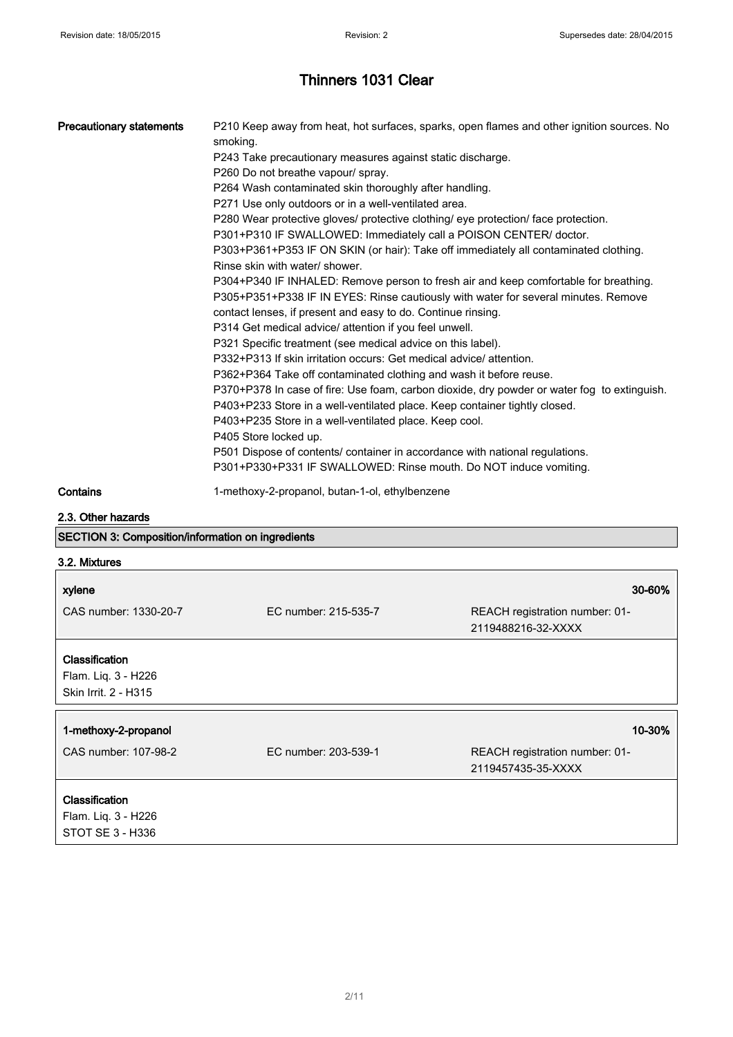# Thinners 1031 Clear

**Precautionary statements**

P210 Keep away from heat, hot surfaces, sparks, open flames and other ignition sources. No smoking.
P243 Take precautionary measures against static discharge.
P260 Do not breathe vapour/ spray.
P264 Wash contaminated skin thoroughly after handling.
P271 Use only outdoors or in a well-ventilated area.
P280 Wear protective gloves/ protective clothing/ eye protection/ face protection.
P301+P310 IF SWALLOWED: Immediately call a POISON CENTER/ doctor.
P303+P361+P353 IF ON SKIN (or hair): Take off immediately all contaminated clothing. Rinse skin with water/ shower.
P304+P340 IF INHALED: Remove person to fresh air and keep comfortable for breathing.
P305+P351+P338 IF IN EYES: Rinse cautiously with water for several minutes. Remove contact lenses, if present and easy to do. Continue rinsing.
P314 Get medical advice/ attention if you feel unwell.
P321 Specific treatment (see medical advice on this label).
P332+P313 If skin irritation occurs: Get medical advice/ attention.
P362+P364 Take off contaminated clothing and wash it before reuse.
P370+P378 In case of fire: Use foam, carbon dioxide, dry powder or water fog to extinguish.
P403+P233 Store in a well-ventilated place. Keep container tightly closed.
P403+P235 Store in a well-ventilated place. Keep cool.
P405 Store locked up.
P501 Dispose of contents/ container in accordance with national regulations.
P301+P330+P331 IF SWALLOWED: Rinse mouth. Do NOT induce vomiting.

**Contains** 1-methoxy-2-propanol, butan-1-ol, ethylbenzene

### 2.3. Other hazards

## SECTION 3: Composition/information on ingredients

### 3.2. Mixtures

| **xylene** | | **30-60%** |
|---|---|---|
| CAS number: 1330-20-7 | EC number: 215-535-7 | REACH registration number: 01-2119488216-32-XXXX |

**Classification**
Flam. Liq. 3 - H226
Skin Irrit. 2 - H315

| **1-methoxy-2-propanol** | | **10-30%** |
|---|---|---|
| CAS number: 107-98-2 | EC number: 203-539-1 | REACH registration number: 01-2119457435-35-XXXX |

**Classification**
Flam. Liq. 3 - H226
STOT SE 3 - H336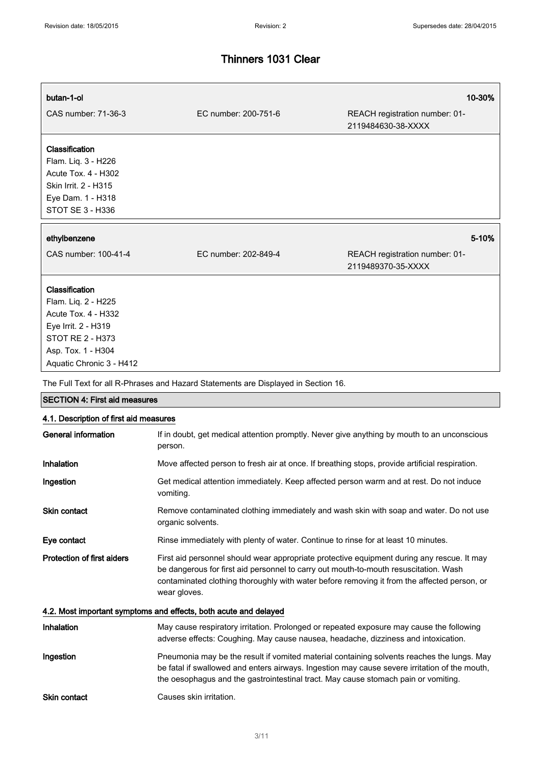# Thinners 1031 Clear

| butan-1-ol | | 10-30% |
|---|---|---|
| CAS number: 71-36-3 | EC number: 200-751-6 | REACH registration number: 01-2119484630-38-XXXX |

**Classification**
Flam. Liq. 3 - H226
Acute Tox. 4 - H302
Skin Irrit. 2 - H315
Eye Dam. 1 - H318
STOT SE 3 - H336

| ethylbenzene | | 5-10% |
|---|---|---|
| CAS number: 100-41-4 | EC number: 202-849-4 | REACH registration number: 01-2119489370-35-XXXX |

**Classification**
Flam. Liq. 2 - H225
Acute Tox. 4 - H332
Eye Irrit. 2 - H319
STOT RE 2 - H373
Asp. Tox. 1 - H304
Aquatic Chronic 3 - H412

The Full Text for all R-Phrases and Hazard Statements are Displayed in Section 16.

## SECTION 4: First aid measures

### 4.1. Description of first aid measures

**General information** If in doubt, get medical attention promptly. Never give anything by mouth to an unconscious person.

**Inhalation** Move affected person to fresh air at once. If breathing stops, provide artificial respiration.

**Ingestion** Get medical attention immediately. Keep affected person warm and at rest. Do not induce vomiting.

**Skin contact** Remove contaminated clothing immediately and wash skin with soap and water. Do not use organic solvents.

**Eye contact** Rinse immediately with plenty of water. Continue to rinse for at least 10 minutes.

**Protection of first aiders** First aid personnel should wear appropriate protective equipment during any rescue. It may be dangerous for first aid personnel to carry out mouth-to-mouth resuscitation. Wash contaminated clothing thoroughly with water before removing it from the affected person, or wear gloves.

### 4.2. Most important symptoms and effects, both acute and delayed

**Inhalation** May cause respiratory irritation. Prolonged or repeated exposure may cause the following adverse effects: Coughing. May cause nausea, headache, dizziness and intoxication.

**Ingestion** Pneumonia may be the result if vomited material containing solvents reaches the lungs. May be fatal if swallowed and enters airways. Ingestion may cause severe irritation of the mouth, the oesophagus and the gastrointestinal tract. May cause stomach pain or vomiting.

**Skin contact** Causes skin irritation.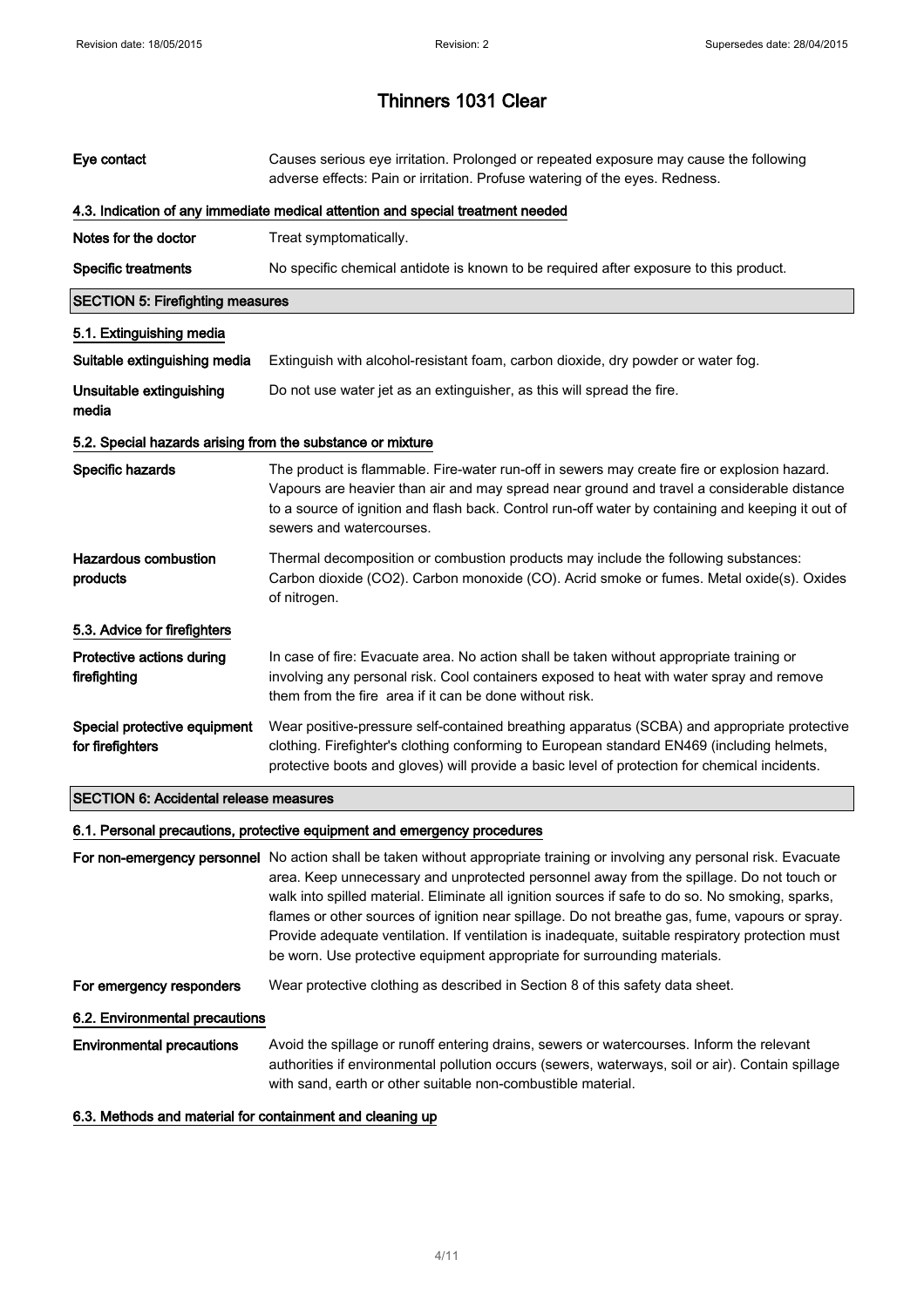# Thinners 1031 Clear

**Eye contact** Causes serious eye irritation. Prolonged or repeated exposure may cause the following adverse effects: Pain or irritation. Profuse watering of the eyes. Redness.

### 4.3. Indication of any immediate medical attention and special treatment needed

**Notes for the doctor** Treat symptomatically.

**Specific treatments** No specific chemical antidote is known to be required after exposure to this product.

## SECTION 5: Firefighting measures

### 5.1. Extinguishing media

**Suitable extinguishing media** Extinguish with alcohol-resistant foam, carbon dioxide, dry powder or water fog.

**Unsuitable extinguishing media** Do not use water jet as an extinguisher, as this will spread the fire.

### 5.2. Special hazards arising from the substance or mixture

**Specific hazards** The product is flammable. Fire-water run-off in sewers may create fire or explosion hazard. Vapours are heavier than air and may spread near ground and travel a considerable distance to a source of ignition and flash back. Control run-off water by containing and keeping it out of sewers and watercourses.

**Hazardous combustion products** Thermal decomposition or combustion products may include the following substances: Carbon dioxide ($CO_2$). Carbon monoxide (CO). Acrid smoke or fumes. Metal oxide(s). Oxides of nitrogen.

### 5.3. Advice for firefighters

**Protective actions during firefighting** In case of fire: Evacuate area. No action shall be taken without appropriate training or involving any personal risk. Cool containers exposed to heat with water spray and remove them from the fire area if it can be done without risk.

**Special protective equipment for firefighters** Wear positive-pressure self-contained breathing apparatus (SCBA) and appropriate protective clothing. Firefighter's clothing conforming to European standard EN469 (including helmets, protective boots and gloves) will provide a basic level of protection for chemical incidents.

## SECTION 6: Accidental release measures

### 6.1. Personal precautions, protective equipment and emergency procedures

**For non-emergency personnel** No action shall be taken without appropriate training or involving any personal risk. Evacuate area. Keep unnecessary and unprotected personnel away from the spillage. Do not touch or walk into spilled material. Eliminate all ignition sources if safe to do so. No smoking, sparks, flames or other sources of ignition near spillage. Do not breathe gas, fume, vapours or spray. Provide adequate ventilation. If ventilation is inadequate, suitable respiratory protection must be worn. Use protective equipment appropriate for surrounding materials.

**For emergency responders** Wear protective clothing as described in Section 8 of this safety data sheet.

### 6.2. Environmental precautions

**Environmental precautions** Avoid the spillage or runoff entering drains, sewers or watercourses. Inform the relevant authorities if environmental pollution occurs (sewers, waterways, soil or air). Contain spillage with sand, earth or other suitable non-combustible material.

### 6.3. Methods and material for containment and cleaning up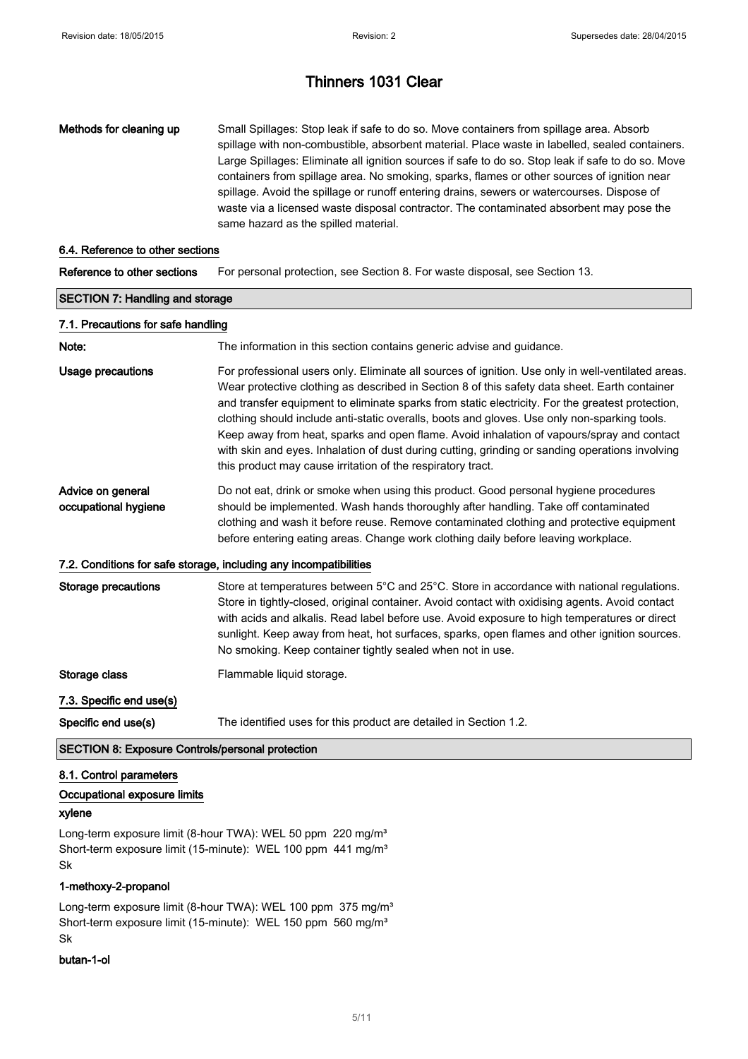# Thinners 1031 Clear

**Methods for cleaning up** Small Spillages: Stop leak if safe to do so. Move containers from spillage area. Absorb spillage with non-combustible, absorbent material. Place waste in labelled, sealed containers. Large Spillages: Eliminate all ignition sources if safe to do so. Stop leak if safe to do so. Move containers from spillage area. No smoking, sparks, flames or other sources of ignition near spillage. Avoid the spillage or runoff entering drains, sewers or watercourses. Dispose of waste via a licensed waste disposal contractor. The contaminated absorbent may pose the same hazard as the spilled material.

### 6.4. Reference to other sections

**Reference to other sections** For personal protection, see Section 8. For waste disposal, see Section 13.

## SECTION 7: Handling and storage

### 7.1. Precautions for safe handling

**Note:** The information in this section contains generic advise and guidance.

**Usage precautions** For professional users only. Eliminate all sources of ignition. Use only in well-ventilated areas. Wear protective clothing as described in Section 8 of this safety data sheet. Earth container and transfer equipment to eliminate sparks from static electricity. For the greatest protection, clothing should include anti-static overalls, boots and gloves. Use only non-sparking tools. Keep away from heat, sparks and open flame. Avoid inhalation of vapours/spray and contact with skin and eyes. Inhalation of dust during cutting, grinding or sanding operations involving this product may cause irritation of the respiratory tract.

**Advice on general occupational hygiene** Do not eat, drink or smoke when using this product. Good personal hygiene procedures should be implemented. Wash hands thoroughly after handling. Take off contaminated clothing and wash it before reuse. Remove contaminated clothing and protective equipment before entering eating areas. Change work clothing daily before leaving workplace.

### 7.2. Conditions for safe storage, including any incompatibilities

**Storage precautions** Store at temperatures between 5°C and 25°C. Store in accordance with national regulations. Store in tightly-closed, original container. Avoid contact with oxidising agents. Avoid contact with acids and alkalis. Read label before use. Avoid exposure to high temperatures or direct sunlight. Keep away from heat, hot surfaces, sparks, open flames and other ignition sources. No smoking. Keep container tightly sealed when not in use.

**Storage class** Flammable liquid storage.

### 7.3. Specific end use(s)

**Specific end use(s)** The identified uses for this product are detailed in Section 1.2.

## SECTION 8: Exposure Controls/personal protection

### 8.1. Control parameters

### Occupational exposure limits

**xylene**

Long-term exposure limit (8-hour TWA): WEL 50 ppm 220 mg/m³
Short-term exposure limit (15-minute): WEL 100 ppm 441 mg/m³
Sk

**1-methoxy-2-propanol**

Long-term exposure limit (8-hour TWA): WEL 100 ppm 375 mg/m³
Short-term exposure limit (15-minute): WEL 150 ppm 560 mg/m³
Sk

**butan-1-ol**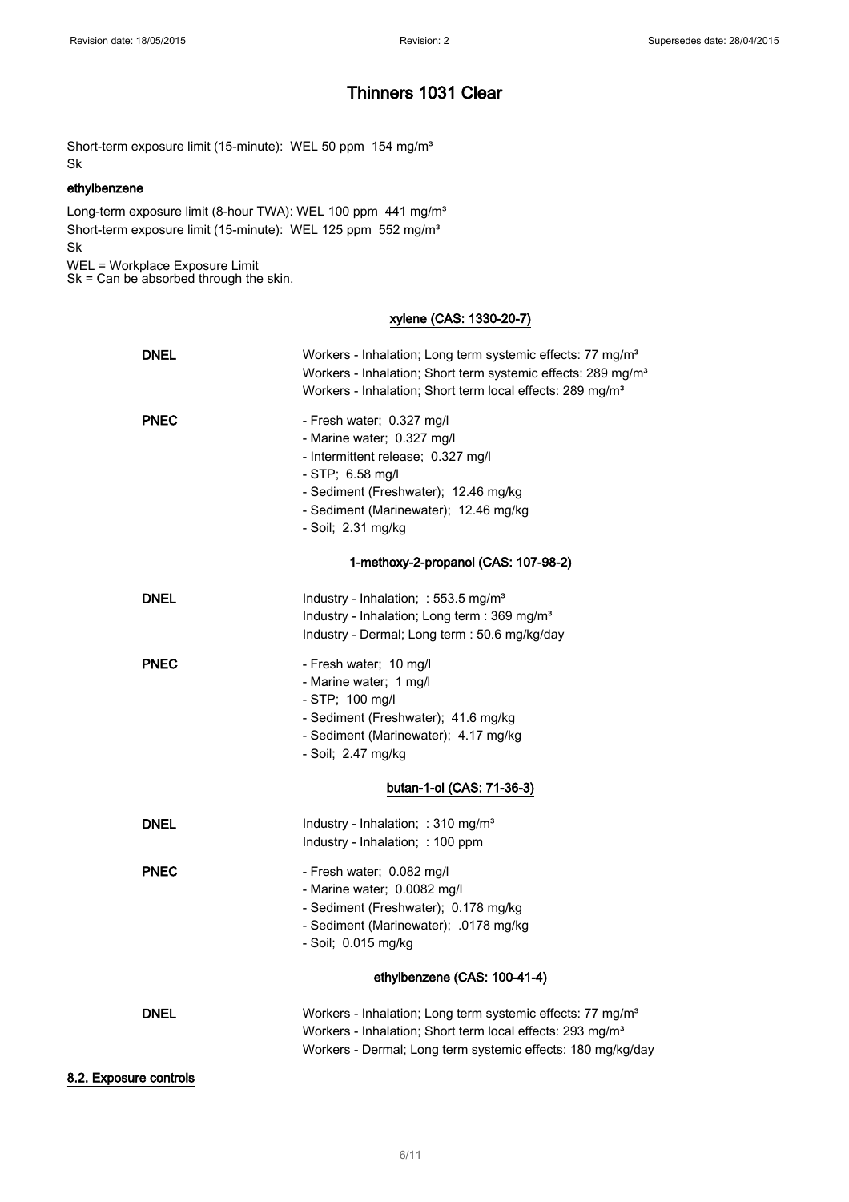Short-term exposure limit (15-minute): WEL 50 ppm 154 mg/m³
Sk

**ethylbenzene**

Long-term exposure limit (8-hour TWA): WEL 100 ppm 441 mg/m³
Short-term exposure limit (15-minute): WEL 125 ppm 552 mg/m³
Sk

WEL = Workplace Exposure Limit
Sk = Can be absorbed through the skin.

**xylene (CAS: 1330-20-7)**

**DNEL**

Workers - Inhalation; Long term systemic effects: 77 mg/m³
Workers - Inhalation; Short term systemic effects: 289 mg/m³
Workers - Inhalation; Short term local effects: 289 mg/m³

**PNEC**

- Fresh water; 0.327 mg/l
- Marine water; 0.327 mg/l
- Intermittent release; 0.327 mg/l
- STP; 6.58 mg/l
- Sediment (Freshwater); 12.46 mg/kg
- Sediment (Marinewater); 12.46 mg/kg
- Soil; 2.31 mg/kg

**1-methoxy-2-propanol (CAS: 107-98-2)**

**DNEL**

Industry - Inhalation; : 553.5 mg/m³
Industry - Inhalation; Long term : 369 mg/m³
Industry - Dermal; Long term : 50.6 mg/kg/day

**PNEC**

- Fresh water; 10 mg/l
- Marine water; 1 mg/l
- STP; 100 mg/l
- Sediment (Freshwater); 41.6 mg/kg
- Sediment (Marinewater); 4.17 mg/kg
- Soil; 2.47 mg/kg

**butan-1-ol (CAS: 71-36-3)**

**DNEL**

Industry - Inhalation; : 310 mg/m³
Industry - Inhalation; : 100 ppm

**PNEC**

- Fresh water; 0.082 mg/l
- Marine water; 0.0082 mg/l
- Sediment (Freshwater); 0.178 mg/kg
- Sediment (Marinewater); .0178 mg/kg
- Soil; 0.015 mg/kg

**ethylbenzene (CAS: 100-41-4)**

**DNEL**

Workers - Inhalation; Long term systemic effects: 77 mg/m³
Workers - Inhalation; Short term local effects: 293 mg/m³
Workers - Dermal; Long term systemic effects: 180 mg/kg/day

### 8.2. Exposure controls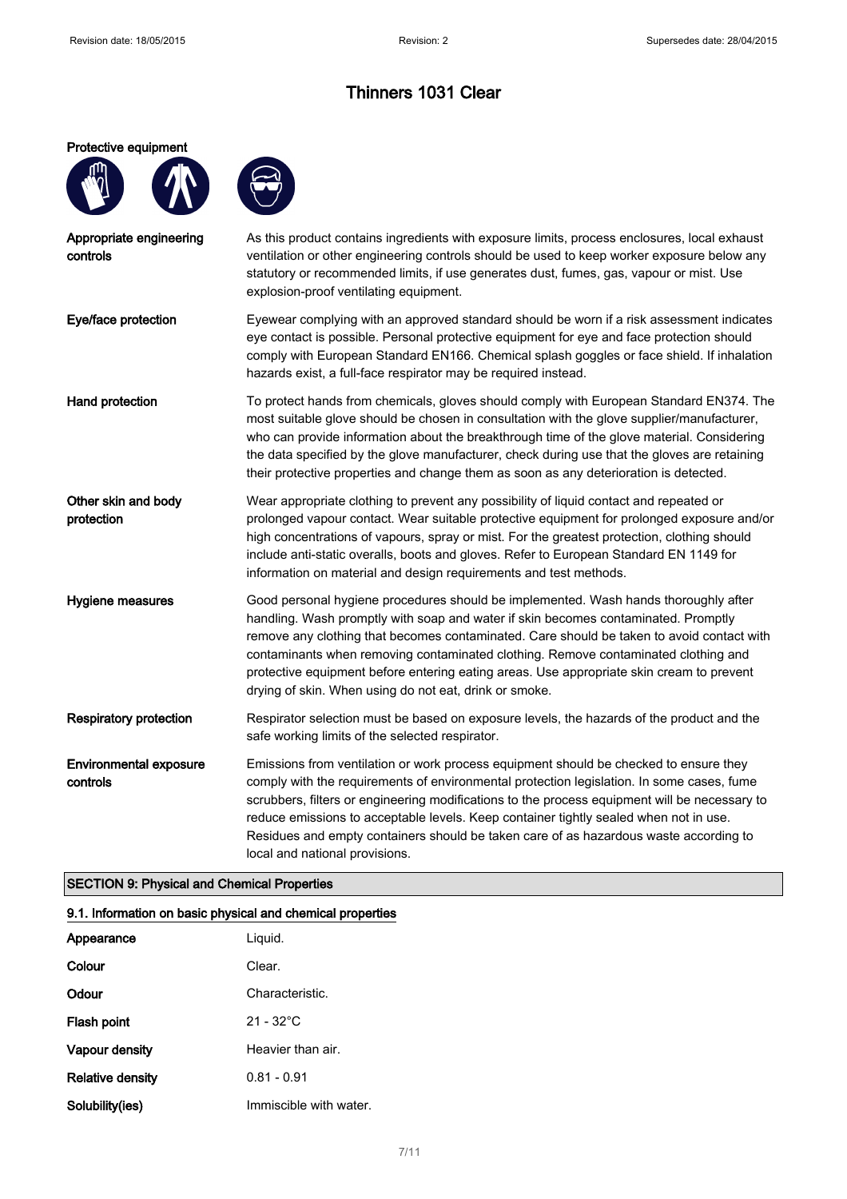# Thinners 1031 Clear

**Protective equipment**

| | |
|---|---|
| **Appropriate engineering controls** | As this product contains ingredients with exposure limits, process enclosures, local exhaust ventilation or other engineering controls should be used to keep worker exposure below any statutory or recommended limits, if use generates dust, fumes, gas, vapour or mist. Use explosion-proof ventilating equipment. |
| **Eye/face protection** | Eyewear complying with an approved standard should be worn if a risk assessment indicates eye contact is possible. Personal protective equipment for eye and face protection should comply with European Standard EN166. Chemical splash goggles or face shield. If inhalation hazards exist, a full-face respirator may be required instead. |
| **Hand protection** | To protect hands from chemicals, gloves should comply with European Standard EN374. The most suitable glove should be chosen in consultation with the glove supplier/manufacturer, who can provide information about the breakthrough time of the glove material. Considering the data specified by the glove manufacturer, check during use that the gloves are retaining their protective properties and change them as soon as any deterioration is detected. |
| **Other skin and body protection** | Wear appropriate clothing to prevent any possibility of liquid contact and repeated or prolonged vapour contact. Wear suitable protective equipment for prolonged exposure and/or high concentrations of vapours, spray or mist. For the greatest protection, clothing should include anti-static overalls, boots and gloves. Refer to European Standard EN 1149 for information on material and design requirements and test methods. |
| **Hygiene measures** | Good personal hygiene procedures should be implemented. Wash hands thoroughly after handling. Wash promptly with soap and water if skin becomes contaminated. Promptly remove any clothing that becomes contaminated. Care should be taken to avoid contact with contaminants when removing contaminated clothing. Remove contaminated clothing and protective equipment before entering eating areas. Use appropriate skin cream to prevent drying of skin. When using do not eat, drink or smoke. |
| **Respiratory protection** | Respirator selection must be based on exposure levels, the hazards of the product and the safe working limits of the selected respirator. |
| **Environmental exposure controls** | Emissions from ventilation or work process equipment should be checked to ensure they comply with the requirements of environmental protection legislation. In some cases, fume scrubbers, filters or engineering modifications to the process equipment will be necessary to reduce emissions to acceptable levels. Keep container tightly sealed when not in use. Residues and empty containers should be taken care of as hazardous waste according to local and national provisions. |

## SECTION 9: Physical and Chemical Properties

### 9.1. Information on basic physical and chemical properties

| | |
|---|---|
| **Appearance** | Liquid. |
| **Colour** | Clear. |
| **Odour** | Characteristic. |
| **Flash point** | 21 - 32°C |
| **Vapour density** | Heavier than air. |
| **Relative density** | 0.81 - 0.91 |
| **Solubility(ies)** | Immiscible with water. |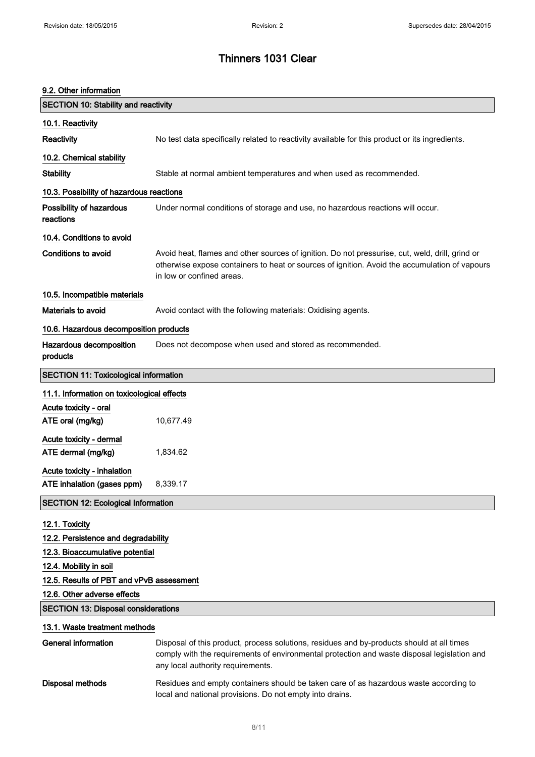# Thinners 1031 Clear

### 9.2. Other information

## SECTION 10: Stability and reactivity

### 10.1. Reactivity

**Reactivity** No test data specifically related to reactivity available for this product or its ingredients.

### 10.2. Chemical stability

**Stability** Stable at normal ambient temperatures and when used as recommended.

### 10.3. Possibility of hazardous reactions

**Possibility of hazardous reactions** Under normal conditions of storage and use, no hazardous reactions will occur.

### 10.4. Conditions to avoid

**Conditions to avoid** Avoid heat, flames and other sources of ignition. Do not pressurise, cut, weld, drill, grind or otherwise expose containers to heat or sources of ignition. Avoid the accumulation of vapours in low or confined areas.

### 10.5. Incompatible materials

**Materials to avoid** Avoid contact with the following materials: Oxidising agents.

### 10.6. Hazardous decomposition products

**Hazardous decomposition products** Does not decompose when used and stored as recommended.

## SECTION 11: Toxicological information

### 11.1. Information on toxicological effects

**Acute toxicity - oral**

**ATE oral (mg/kg)** 10,677.49

**Acute toxicity - dermal**

**ATE dermal (mg/kg)** 1,834.62

**Acute toxicity - inhalation**

**ATE inhalation (gases ppm)** 8,339.17

## SECTION 12: Ecological Information

### 12.1. Toxicity

### 12.2. Persistence and degradability

### 12.3. Bioaccumulative potential

### 12.4. Mobility in soil

### 12.5. Results of PBT and vPvB assessment

### 12.6. Other adverse effects

## SECTION 13: Disposal considerations

### 13.1. Waste treatment methods

**General information** Disposal of this product, process solutions, residues and by-products should at all times comply with the requirements of environmental protection and waste disposal legislation and any local authority requirements.

**Disposal methods** Residues and empty containers should be taken care of as hazardous waste according to local and national provisions. Do not empty into drains.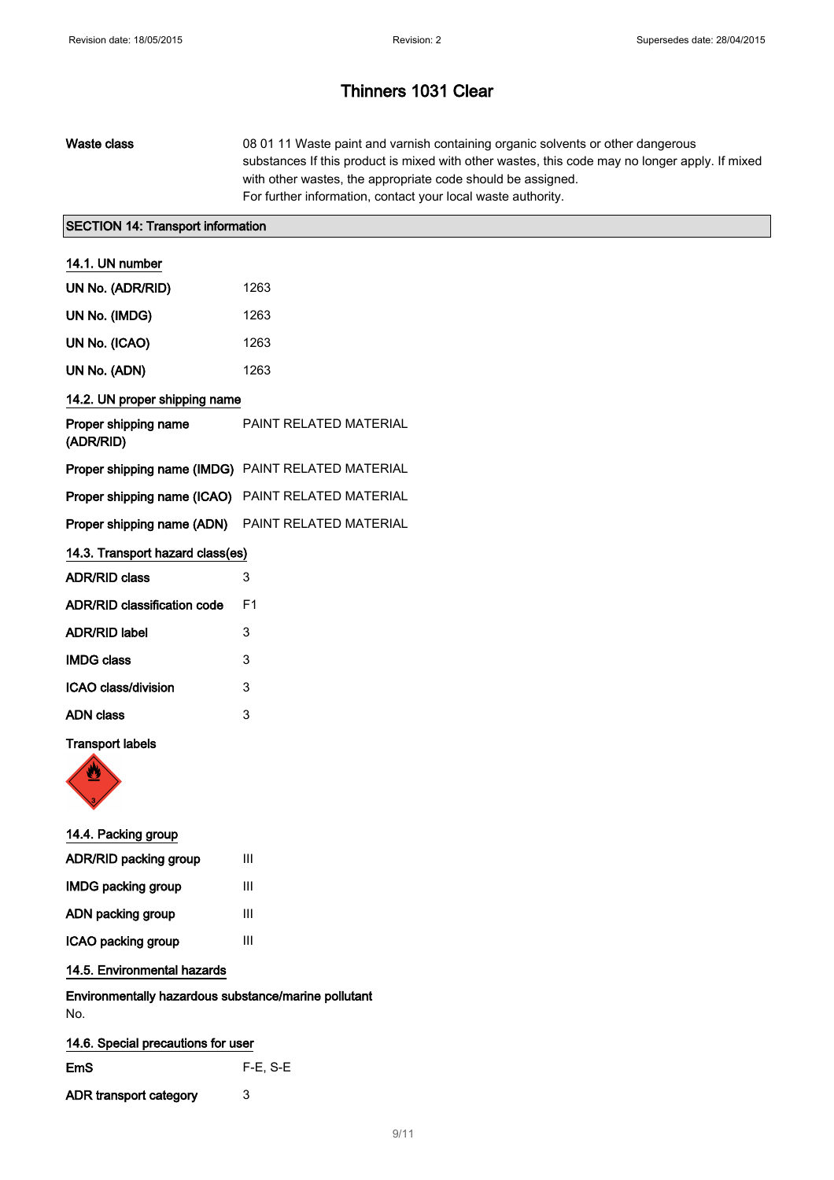# Thinners 1031 Clear

| | |
|---|---|
| **Waste class** | 08 01 11 Waste paint and varnish containing organic solvents or other dangerous substances If this product is mixed with other wastes, this code may no longer apply. If mixed with other wastes, the appropriate code should be assigned. For further information, contact your local waste authority. |

## SECTION 14: Transport information

### 14.1. UN number

| | |
|---|---|
| **UN No. (ADR/RID)** | 1263 |
| **UN No. (IMDG)** | 1263 |
| **UN No. (ICAO)** | 1263 |
| **UN No. (ADN)** | 1263 |

### 14.2. UN proper shipping name

| | |
|---|---|
| **Proper shipping name (ADR/RID)** | PAINT RELATED MATERIAL |
| **Proper shipping name (IMDG)** | PAINT RELATED MATERIAL |
| **Proper shipping name (ICAO)** | PAINT RELATED MATERIAL |
| **Proper shipping name (ADN)** | PAINT RELATED MATERIAL |

### 14.3. Transport hazard class(es)

| | |
|---|---|
| **ADR/RID class** | 3 |
| **ADR/RID classification code** | F1 |
| **ADR/RID label** | 3 |
| **IMDG class** | 3 |
| **ICAO class/division** | 3 |
| **ADN class** | 3 |

**Transport labels**

### 14.4. Packing group

| | |
|---|---|
| **ADR/RID packing group** | III |
| **IMDG packing group** | III |
| **ADN packing group** | III |
| **ICAO packing group** | III |

### 14.5. Environmental hazards

**Environmentally hazardous substance/marine pollutant**

No.

### 14.6. Special precautions for user

| | |
|---|---|
| **EmS** | F-E, S-E |
| **ADR transport category** | 3 |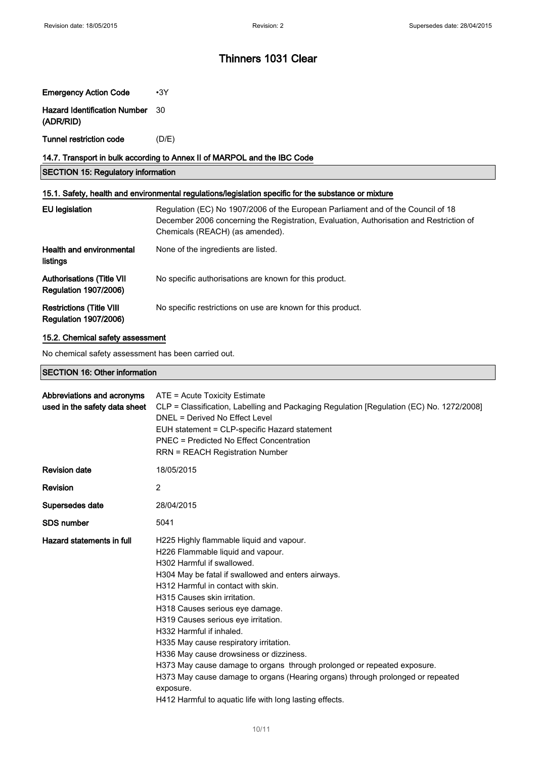# Thinners 1031 Clear

| | |
|---|---|
| **Emergency Action Code** | •3Y |
| **Hazard Identification Number (ADR/RID)** | 30 |
| **Tunnel restriction code** | (D/E) |

### 14.7. Transport in bulk according to Annex II of MARPOL and the IBC Code

## SECTION 15: Regulatory information

### 15.1. Safety, health and environmental regulations/legislation specific for the substance or mixture

| | |
|---|---|
| **EU legislation** | Regulation (EC) No 1907/2006 of the European Parliament and of the Council of 18 December 2006 concerning the Registration, Evaluation, Authorisation and Restriction of Chemicals (REACH) (as amended). |
| **Health and environmental listings** | None of the ingredients are listed. |
| **Authorisations (Title VII Regulation 1907/2006)** | No specific authorisations are known for this product. |
| **Restrictions (Title VIII Regulation 1907/2006)** | No specific restrictions on use are known for this product. |

### 15.2. Chemical safety assessment

No chemical safety assessment has been carried out.

## SECTION 16: Other information

| | |
|---|---|
| **Abbreviations and acronyms used in the safety data sheet** | ATE = Acute Toxicity Estimate<br>CLP = Classification, Labelling and Packaging Regulation [Regulation (EC) No. 1272/2008]<br>DNEL = Derived No Effect Level<br>EUH statement = CLP-specific Hazard statement<br>PNEC = Predicted No Effect Concentration<br>RRN = REACH Registration Number |
| **Revision date** | 18/05/2015 |
| **Revision** | 2 |
| **Supersedes date** | 28/04/2015 |
| **SDS number** | 5041 |
| **Hazard statements in full** | H225 Highly flammable liquid and vapour.<br>H226 Flammable liquid and vapour.<br>H302 Harmful if swallowed.<br>H304 May be fatal if swallowed and enters airways.<br>H312 Harmful in contact with skin.<br>H315 Causes skin irritation.<br>H318 Causes serious eye damage.<br>H319 Causes serious eye irritation.<br>H332 Harmful if inhaled.<br>H335 May cause respiratory irritation.<br>H336 May cause drowsiness or dizziness.<br>H373 May cause damage to organs through prolonged or repeated exposure.<br>H373 May cause damage to organs (Hearing organs) through prolonged or repeated exposure.<br>H412 Harmful to aquatic life with long lasting effects. |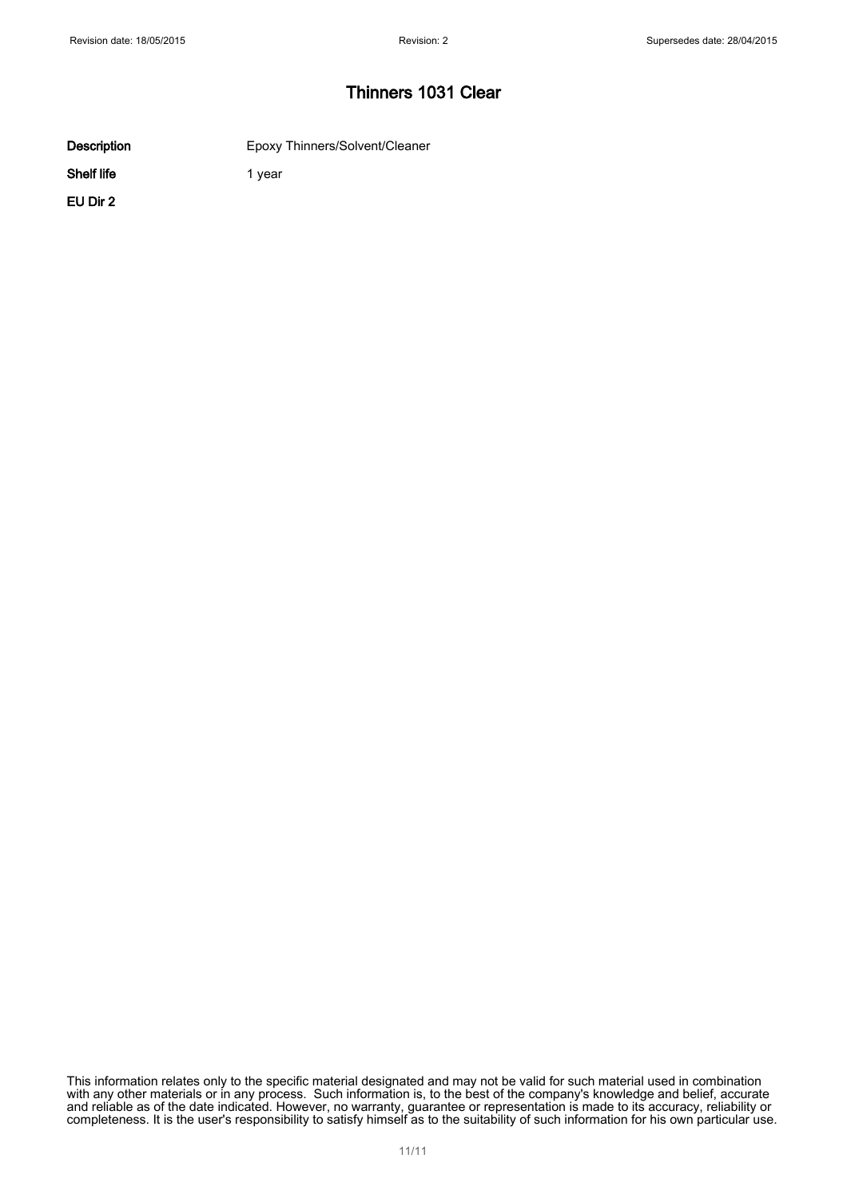# Thinners 1031 Clear

| | |
|---|---|
| **Description** | Epoxy Thinners/Solvent/Cleaner |
| **Shelf life** | 1 year |
| **EU Dir 2** | |

This information relates only to the specific material designated and may not be valid for such material used in combination with any other materials or in any process. Such information is, to the best of the company's knowledge and belief, accurate and reliable as of the date indicated. However, no warranty, guarantee or representation is made to its accuracy, reliability or completeness. It is the user's responsibility to satisfy himself as to the suitability of such information for his own particular use.